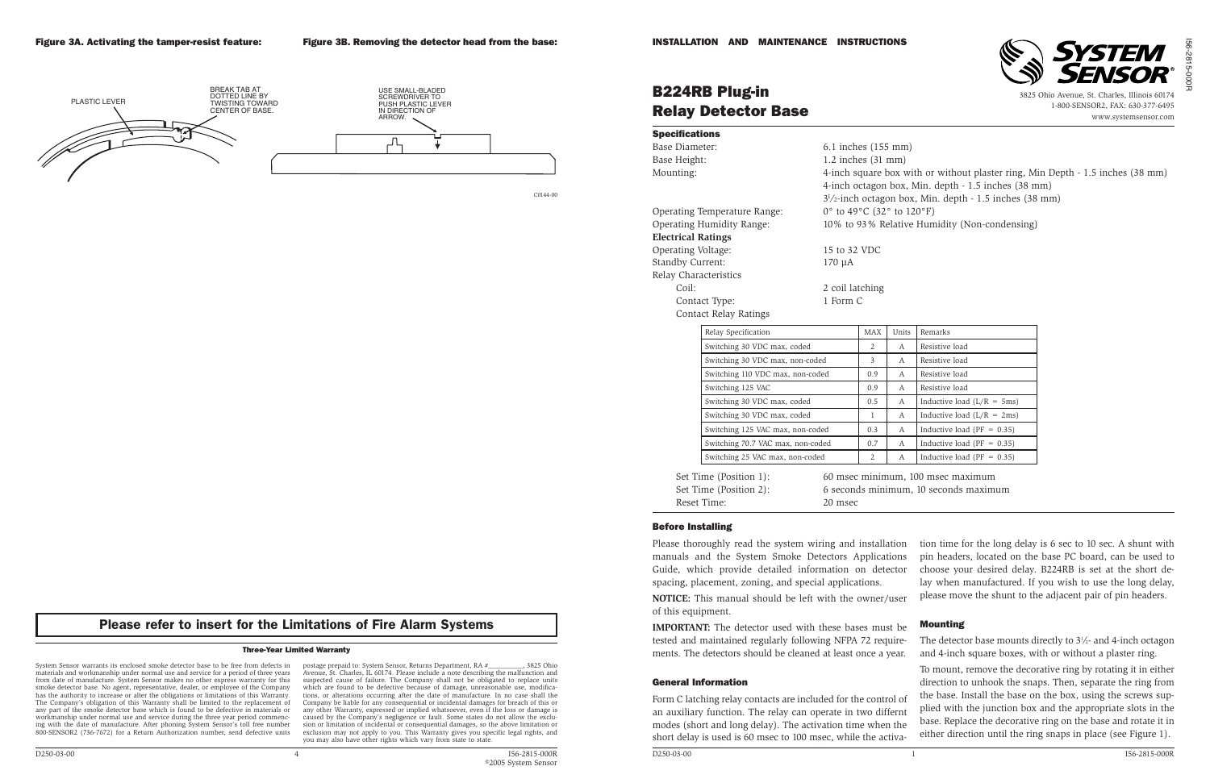**Figure 3A. Activating the tamper-resist feature:**

PLASTIC LEVER

BREAK TAB AT DOTTED LINE BY TWISTING TOWARD CENTER OF BASE.

**Figure 3B. Removing the detector head from the base:**

USE SMALL-BLADED SCREWDRIVER TO PUSH PLASTIC LEVER IN DIRECTION OF ARROW.

C0144-00

## Please refer to insert for the Limitations of Fire Alarm Systems

### Three-Year Limited Warranty

System Sensor warrants its enclosed smoke detector base to be free from defects in materials and workmanship under normal use and service for a period of three years from date of manufacture. System Sensor makes no other express warranty for this smoke detector base. No agent, representative, dealer, or employee of the Company has the authority to increase or alter the obligations or limitations of this Warranty. The Company's obligation of this Warranty shall be limited to the replacement of any part of the smoke detector base which is found to be defective in materials or workmanship under normal use and service during the three year period commencing with the date of manufacture. After phoning System Sensor's toll free number 800-SENSOR2 (736-7672) for a Return Authorization number, send defective units postage prepaid to: System Sensor, Returns Department, RA #\_\_\_\_\_\_\_\_\_\_\_, 3825 Ohio Avenue, St. Charles, IL 60174. Please include a note describing the malfunction and suspected cause of failure. The Company shall not be obligated to replace units which are found to be defective because of damage, unreasonable use, modifications, or alterations occurring after the date of manufacture. In no case shall the Company be liable for any consequential or incidental damages for breach of this or any other Warranty, expressed or implied whatsoever, even if the loss or damage is caused by the Company's negligence or fault. Some states do not allow the exclusion or limitation of incidental or consequential damages, so the above limitation or exclusion may not apply to you. This Warranty gives you specific legal rights, and you may also have other rights which vary from state to state.

D250-03-00 ©2005 System Sensor

**INSTALLATION AND MAINTENANCE INSTRUCTIONS**

SYSTEM SENSOR®

3825 Ohio Avenue, St. Charles, Illinois 60174
1-800-SENSOR2, FAX: 630-377-6495
www.systemsensor.com

# B224RB Plug-in Relay Detector Base

### Specifications

Base Diameter: 6.1 inches (155 mm)

Base Height: 1.2 inches (31 mm)

Mounting: 4-inch square box with or without plaster ring, Min Depth - 1.5 inches (38 mm)
4-inch octagon box, Min. depth - 1.5 inches (38 mm)
3½-inch octagon box, Min. depth - 1.5 inches (38 mm)

Operating Temperature Range: 0° to 49°C (32° to 120°F)

Operating Humidity Range: 10% to 93% Relative Humidity (Non-condensing)

**Electrical Ratings**

Operating Voltage: 15 to 32 VDC

Standby Current: 170 µA

Relay Characteristics

Coil: 2 coil latching

Contact Type: 1 Form C

Contact Relay Ratings

| Relay Specification | MAX | Units | Remarks |
|---|---|---|---|
| Switching 30 VDC max, coded | 2 | A | Resistive load |
| Switching 30 VDC max, non-coded | 3 | A | Resistive load |
| Switching 110 VDC max, non-coded | 0.9 | A | Resistive load |
| Switching 125 VAC | 0.9 | A | Resistive load |
| Switching 30 VDC max, coded | 0.5 | A | Inductive load (L/R = 5ms) |
| Switching 30 VDC max, coded | 1 | A | Inductive load (L/R = 2ms) |
| Switching 125 VAC max, non-coded | 0.3 | A | Inductive load (PF = 0.35) |
| Switching 70.7 VAC max, non-coded | 0.7 | A | Inductive load (PF = 0.35) |
| Switching 25 VAC max, non-coded | 2 | A | Inductive load (PF = 0.35) |

Set Time (Position 1): 60 msec minimum, 100 msec maximum

Set Time (Position 2): 6 seconds minimum, 10 seconds maximum

Reset Time: 20 msec

### Before Installing

Please thoroughly read the system wiring and installation manuals and the System Smoke Detectors Applications Guide, which provide detailed information on detector spacing, placement, zoning, and special applications.

**NOTICE:** This manual should be left with the owner/user of this equipment.

**IMPORTANT:** The detector used with these bases must be tested and maintained regularly following NFPA 72 requirements. The detectors should be cleaned at least once a year.

### General Information

Form C latching relay contacts are included for the control of an auxiliary function. The relay can operate in two differnt modes (short and long delay). The activation time when the short delay is used is 60 msec to 100 msec, while the activation time for the long delay is 6 sec to 10 sec. A shunt with pin headers, located on the base PC board, can be used to choose your desired delay. B224RB is set at the short delay when manufactured. If you wish to use the long delay, please move the shunt to the adjacent pair of pin headers.

### Mounting

The detector base mounts directly to 3½- and 4-inch octagon and 4-inch square boxes, with or without a plaster ring.

To mount, remove the decorative ring by rotating it in either direction to unhook the snaps. Then, separate the ring from the base. Install the base on the box, using the screws supplied with the junction box and the appropriate slots in the base. Replace the decorative ring on the base and rotate it in either direction until the ring snaps in place (see Figure 1).

D250-03-00 I56-2815-000R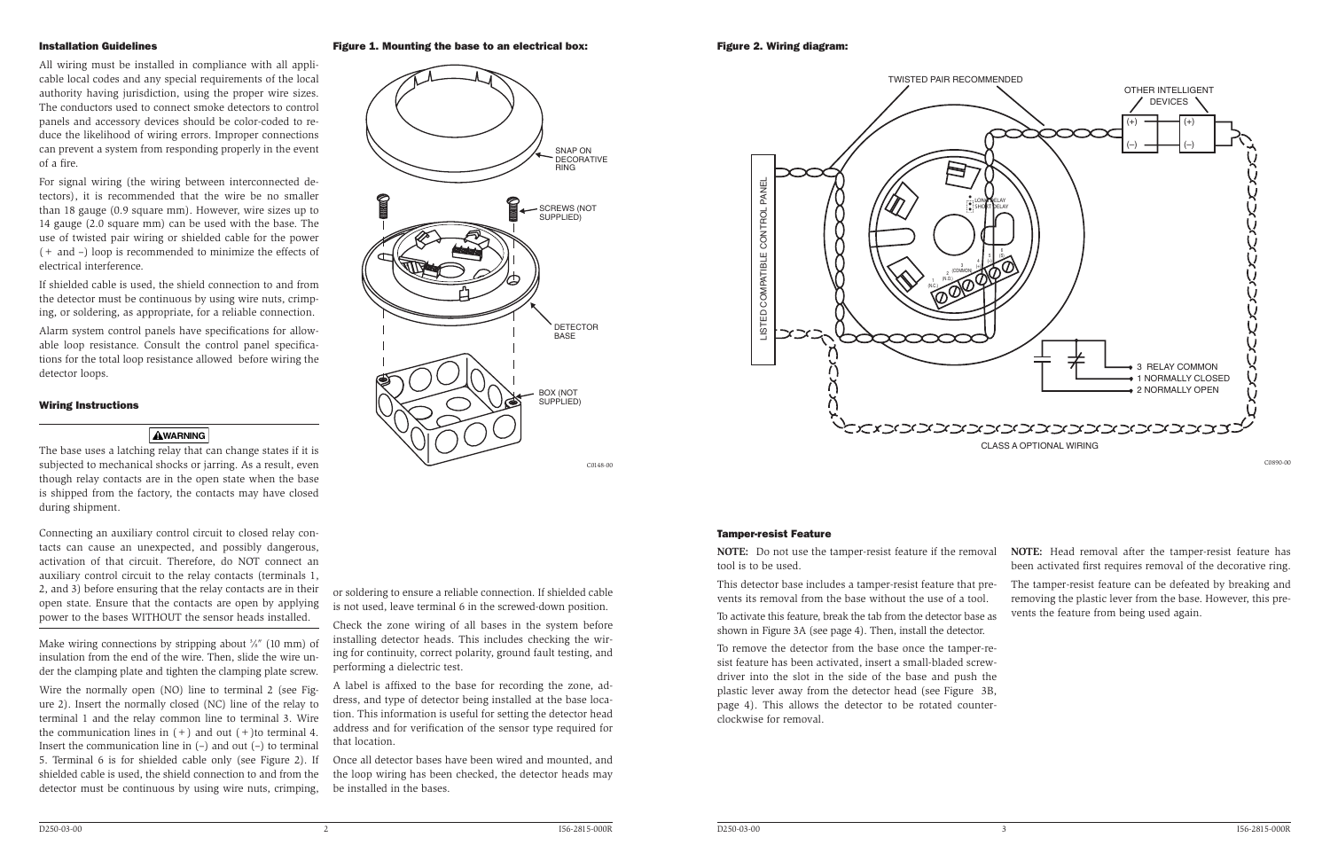#### Installation Guidelines

All wiring must be installed in compliance with all applicable local codes and any special requirements of the local authority having jurisdiction, using the proper wire sizes. The conductors used to connect smoke detectors to control panels and accessory devices should be color-coded to reduce the likelihood of wiring errors. Improper connections can prevent a system from responding properly in the event of a fire.

For signal wiring (the wiring between interconnected detectors), it is recommended that the wire be no smaller than 18 gauge (0.9 square mm). However, wire sizes up to 14 gauge (2.0 square mm) can be used with the base. The use of twisted pair wiring or shielded cable for the power ( + and –) loop is recommended to minimize the effects of electrical interference.

If shielded cable is used, the shield connection to and from the detector must be continuous by using wire nuts, crimping, or soldering, as appropriate, for a reliable connection.

Alarm system control panels have specifications for allowable loop resistance. Consult the control panel specifications for the total loop resistance allowed before wiring the detector loops.

#### Wiring Instructions

**⚠WARNING**

The base uses a latching relay that can change states if it is subjected to mechanical shocks or jarring. As a result, even though relay contacts are in the open state when the base is shipped from the factory, the contacts may have closed during shipment.

Connecting an auxiliary control circuit to closed relay contacts can cause an unexpected, and possibly dangerous, activation of that circuit. Therefore, do NOT connect an auxiliary control circuit to the relay contacts (terminals 1, 2, and 3) before ensuring that the relay contacts are in their open state. Ensure that the contacts are open by applying power to the bases WITHOUT the sensor heads installed.

Make wiring connections by stripping about ⅜" (10 mm) of insulation from the end of the wire. Then, slide the wire under the clamping plate and tighten the clamping plate screw.

Wire the normally open (NO) line to terminal 2 (see Figure 2). Insert the normally closed (NC) line of the relay to terminal 1 and the relay common line to terminal 3. Wire the communication lines in (+) and out (+)to terminal 4. Insert the communication line in (–) and out (–) to terminal 5. Terminal 6 is for shielded cable only (see Figure 2). If shielded cable is used, the shield connection to and from the detector must be continuous by using wire nuts, crimping, or soldering to ensure a reliable connection. If shielded cable is not used, leave terminal 6 in the screwed-down position.

Check the zone wiring of all bases in the system before installing detector heads. This includes checking the wiring for continuity, correct polarity, ground fault testing, and performing a dielectric test.

A label is affixed to the base for recording the zone, address, and type of detector being installed at the base location. This information is useful for setting the detector head address and for verification of the sensor type required for that location.

Once all detector bases have been wired and mounted, and the loop wiring has been checked, the detector heads may be installed in the bases.

#### Figure 1. Mounting the base to an electrical box:

SNAP ON DECORATIVE RING

SCREWS (NOT SUPPLIED)

DETECTOR BASE

BOX (NOT SUPPLIED)

C0148-00

#### Figure 2. Wiring diagram:

TWISTED PAIR RECOMMENDED

OTHER INTELLIGENT DEVICES

(+) (+)

(–) (–)

LISTED COMPATIBLE CONTROL PANEL

LONG DELAY

SHORT DELAY

1 (N.C.)

2 (N.O.)

3 (COMMON)

4 (+)

5 (–)

6

3 RELAY COMMON

1 NORMALLY CLOSED

2 NORMALLY OPEN

CLASS A OPTIONAL WIRING

C0890-00

#### Tamper-resist Feature

**NOTE:** Do not use the tamper-resist feature if the removal tool is to be used.

This detector base includes a tamper-resist feature that prevents its removal from the base without the use of a tool.

To activate this feature, break the tab from the detector base as shown in Figure 3A (see page 4). Then, install the detector.

To remove the detector from the base once the tamper-resist feature has been activated, insert a small-bladed screwdriver into the slot in the side of the base and push the plastic lever away from the detector head (see Figure 3B, page 4). This allows the detector to be rotated counterclockwise for removal.

**NOTE:** Head removal after the tamper-resist feature has been activated first requires removal of the decorative ring.

The tamper-resist feature can be defeated by breaking and removing the plastic lever from the base. However, this prevents the feature from being used again.